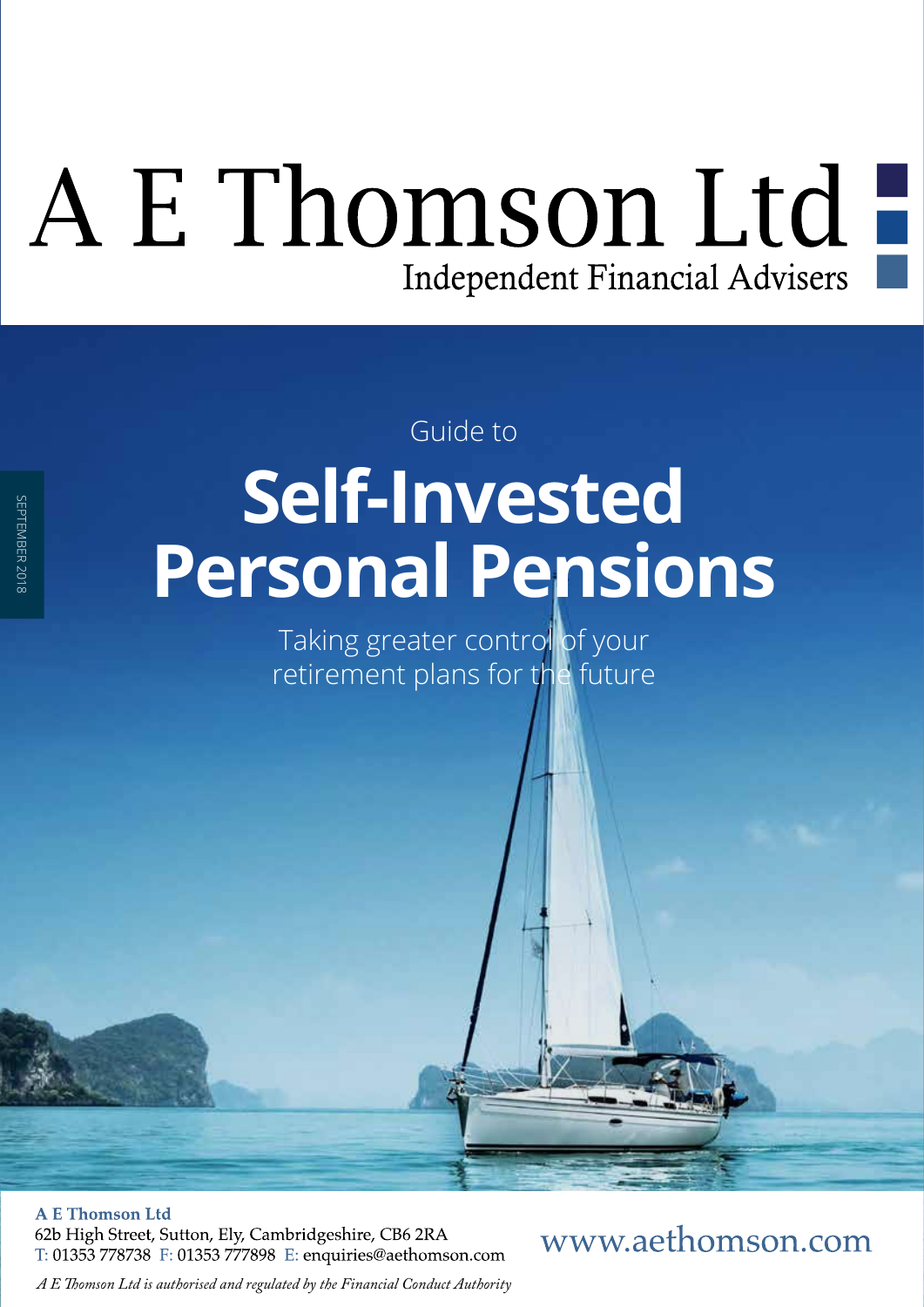# A E Thomson Ltd

Independent Financial Advisers

SEPTEMBER 2018

Guide to

# Self-Invested Personal Pensions

Taking greater control of your retirement plans for the future

**A E Thomson Ltd**
62b High Street, Sutton, Ely, Cambridgeshire, CB6 2RA
T: 01353 778738 F: 01353 777898 E: enquiries@aethomson.com

www.aethomson.com

*A E Thomson Ltd is authorised and regulated by the Financial Conduct Authority*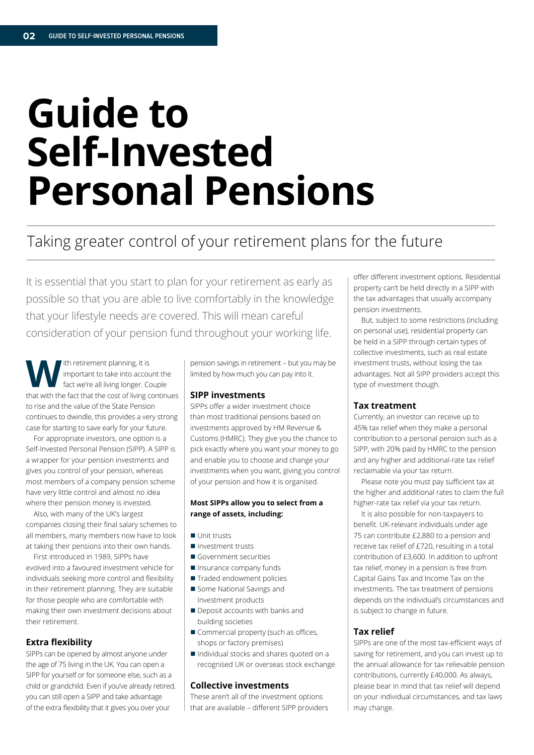# Guide to Self-Invested Personal Pensions

## Taking greater control of your retirement plans for the future

It is essential that you start to plan for your retirement as early as possible so that you are able to live comfortably in the knowledge that your lifestyle needs are covered. This will mean careful consideration of your pension fund throughout your working life.

With retirement planning, it is important to take into account the fact we're all living longer. Couple that with the fact that the cost of living continues to rise and the value of the State Pension continues to dwindle, this provides a very strong case for starting to save early for your future.

For appropriate investors, one option is a Self-Invested Personal Pension (SIPP). A SIPP is a wrapper for your pension investments and gives you control of your pension, whereas most members of a company pension scheme have very little control and almost no idea where their pension money is invested.

Also, with many of the UK's largest companies closing their final salary schemes to all members, many members now have to look at taking their pensions into their own hands.

First introduced in 1989, SIPPs have evolved into a favoured investment vehicle for individuals seeking more control and flexibility in their retirement planning. They are suitable for those people who are comfortable with making their own investment decisions about their retirement.

### Extra flexibility

SIPPs can be opened by almost anyone under the age of 75 living in the UK. You can open a SIPP for yourself or for someone else, such as a child or grandchild. Even if you've already retired, you can still open a SIPP and take advantage of the extra flexibility that it gives you over your pension savings in retirement – but you may be limited by how much you can pay into it.

### SIPP investments

SIPPs offer a wider investment choice than most traditional pensions based on investments approved by HM Revenue & Customs (HMRC). They give you the chance to pick exactly where you want your money to go and enable you to choose and change your investments when you want, giving you control of your pension and how it is organised.

**Most SIPPs allow you to select from a range of assets, including:**

- Unit trusts
- Investment trusts
- Government securities
- Insurance company funds
- Traded endowment policies
- Some National Savings and Investment products
- Deposit accounts with banks and building societies
- Commercial property (such as offices, shops or factory premises)
- Individual stocks and shares quoted on a recognised UK or overseas stock exchange

### Collective investments

These aren't all of the investment options that are available – different SIPP providers offer different investment options. Residential property can't be held directly in a SIPP with the tax advantages that usually accompany pension investments.

But, subject to some restrictions (including on personal use), residential property can be held in a SIPP through certain types of collective investments, such as real estate investment trusts, without losing the tax advantages. Not all SIPP providers accept this type of investment though.

### Tax treatment

Currently, an investor can receive up to 45% tax relief when they make a personal contribution to a personal pension such as a SIPP, with 20% paid by HMRC to the pension and any higher and additional-rate tax relief reclaimable via your tax return.

Please note you must pay sufficient tax at the higher and additional rates to claim the full higher-rate tax relief via your tax return.

It is also possible for non-taxpayers to benefit. UK-relevant individuals under age 75 can contribute £2,880 to a pension and receive tax relief of £720, resulting in a total contribution of £3,600. In addition to upfront tax relief, money in a pension is free from Capital Gains Tax and Income Tax on the investments. The tax treatment of pensions depends on the individual's circumstances and is subject to change in future.

### Tax relief

SIPPs are one of the most tax-efficient ways of saving for retirement, and you can invest up to the annual allowance for tax relievable pension contributions, currently £40,000. As always, please bear in mind that tax relief will depend on your individual circumstances, and tax laws may change.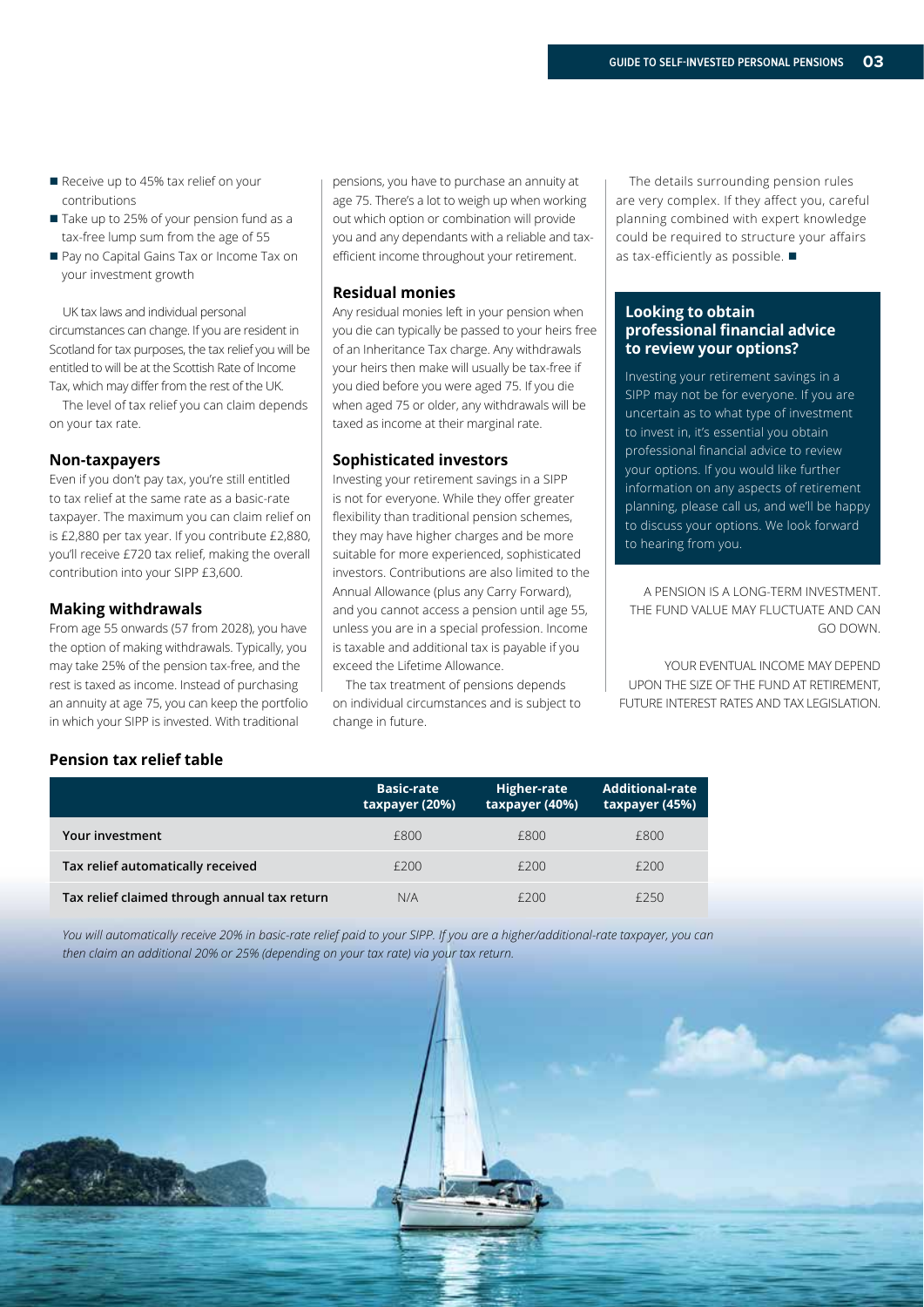- Receive up to 45% tax relief on your contributions
- Take up to 25% of your pension fund as a tax-free lump sum from the age of 55
- Pay no Capital Gains Tax or Income Tax on your investment growth

UK tax laws and individual personal circumstances can change. If you are resident in Scotland for tax purposes, the tax relief you will be entitled to will be at the Scottish Rate of Income Tax, which may differ from the rest of the UK.

The level of tax relief you can claim depends on your tax rate.

### Non-taxpayers

Even if you don't pay tax, you're still entitled to tax relief at the same rate as a basic-rate taxpayer. The maximum you can claim relief on is £2,880 per tax year. If you contribute £2,880, you'll receive £720 tax relief, making the overall contribution into your SIPP £3,600.

### Making withdrawals

From age 55 onwards (57 from 2028), you have the option of making withdrawals. Typically, you may take 25% of the pension tax-free, and the rest is taxed as income. Instead of purchasing an annuity at age 75, you can keep the portfolio in which your SIPP is invested. With traditional pensions, you have to purchase an annuity at age 75. There's a lot to weigh up when working out which option or combination will provide you and any dependants with a reliable and tax-efficient income throughout your retirement.

### Residual monies

Any residual monies left in your pension when you die can typically be passed to your heirs free of an Inheritance Tax charge. Any withdrawals your heirs then make will usually be tax-free if you died before you were aged 75. If you die when aged 75 or older, any withdrawals will be taxed as income at their marginal rate.

### Sophisticated investors

Investing your retirement savings in a SIPP is not for everyone. While they offer greater flexibility than traditional pension schemes, they may have higher charges and be more suitable for more experienced, sophisticated investors. Contributions are also limited to the Annual Allowance (plus any Carry Forward), and you cannot access a pension until age 55, unless you are in a special profession. Income is taxable and additional tax is payable if you exceed the Lifetime Allowance.

The tax treatment of pensions depends on individual circumstances and is subject to change in future.

The details surrounding pension rules are very complex. If they affect you, careful planning combined with expert knowledge could be required to structure your affairs as tax-efficiently as possible. ■

### Looking to obtain professional financial advice to review your options?

Investing your retirement savings in a SIPP may not be for everyone. If you are uncertain as to what type of investment to invest in, it's essential you obtain professional financial advice to review your options. If you would like further information on any aspects of retirement planning, please call us, and we'll be happy to discuss your options. We look forward to hearing from you.

A PENSION IS A LONG-TERM INVESTMENT. THE FUND VALUE MAY FLUCTUATE AND CAN GO DOWN.

YOUR EVENTUAL INCOME MAY DEPEND UPON THE SIZE OF THE FUND AT RETIREMENT, FUTURE INTEREST RATES AND TAX LEGISLATION.

### Pension tax relief table

| | Basic-rate taxpayer (20%) | Higher-rate taxpayer (40%) | Additional-rate taxpayer (45%) |
|---|---|---|---|
| **Your investment** | £800 | £800 | £800 |
| **Tax relief automatically received** | £200 | £200 | £200 |
| **Tax relief claimed through annual tax return** | N/A | £200 | £250 |

*You will automatically receive 20% in basic-rate relief paid to your SIPP. If you are a higher/additional-rate taxpayer, you can then claim an additional 20% or 25% (depending on your tax rate) via your tax return.*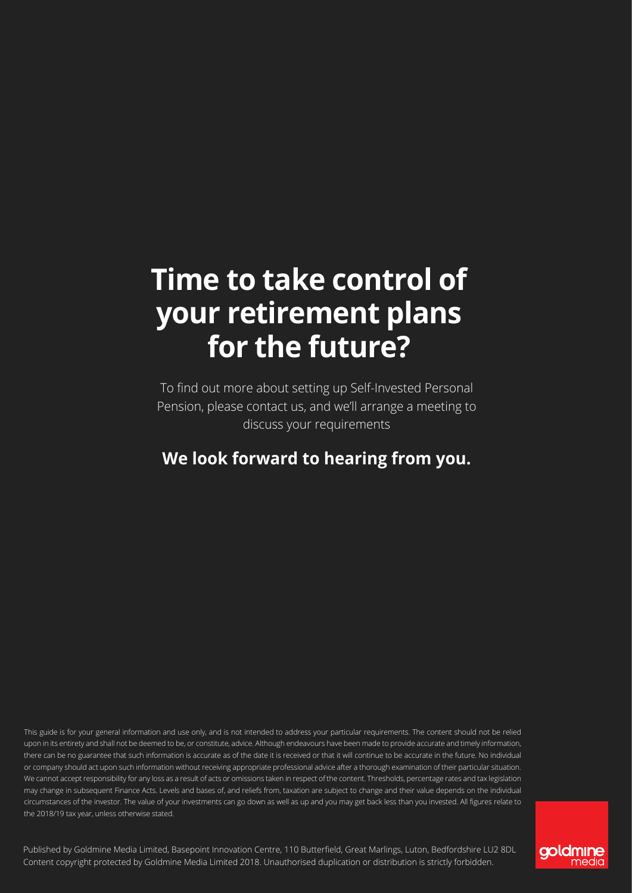# Time to take control of your retirement plans for the future?

To find out more about setting up Self-Invested Personal Pension, please contact us, and we'll arrange a meeting to discuss your requirements

**We look forward to hearing from you.**

This guide is for your general information and use only, and is not intended to address your particular requirements. The content should not be relied upon in its entirety and shall not be deemed to be, or constitute, advice. Although endeavours have been made to provide accurate and timely information, there can be no guarantee that such information is accurate as of the date it is received or that it will continue to be accurate in the future. No individual or company should act upon such information without receiving appropriate professional advice after a thorough examination of their particular situation. We cannot accept responsibility for any loss as a result of acts or omissions taken in respect of the content. Thresholds, percentage rates and tax legislation may change in subsequent Finance Acts. Levels and bases of, and reliefs from, taxation are subject to change and their value depends on the individual circumstances of the investor. The value of your investments can go down as well as up and you may get back less than you invested. All figures relate to the 2018/19 tax year, unless otherwise stated.

Published by Goldmine Media Limited, Basepoint Innovation Centre, 110 Butterfield, Great Marlings, Luton, Bedfordshire LU2 8DL
Content copyright protected by Goldmine Media Limited 2018. Unauthorised duplication or distribution is strictly forbidden.

goldmine media